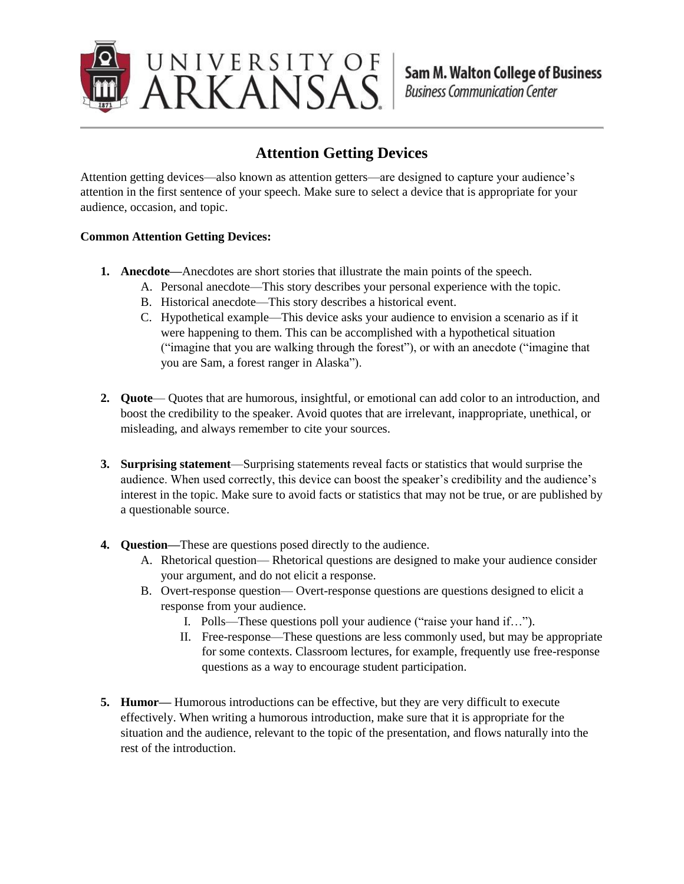University of Arkansas | Sam M. Walton College of Business — Business Communication Center

# Attention Getting Devices

Attention getting devices—also known as attention getters—are designed to capture your audience's attention in the first sentence of your speech. Make sure to select a device that is appropriate for your audience, occasion, and topic.

**Common Attention Getting Devices:**

1. **Anecdote—**Anecdotes are short stories that illustrate the main points of the speech.
   A. Personal anecdote—This story describes your personal experience with the topic.
   B. Historical anecdote—This story describes a historical event.
   C. Hypothetical example—This device asks your audience to envision a scenario as if it were happening to them. This can be accomplished with a hypothetical situation ("imagine that you are walking through the forest"), or with an anecdote ("imagine that you are Sam, a forest ranger in Alaska").

2. **Quote**— Quotes that are humorous, insightful, or emotional can add color to an introduction, and boost the credibility to the speaker. Avoid quotes that are irrelevant, inappropriate, unethical, or misleading, and always remember to cite your sources.

3. **Surprising statement**—Surprising statements reveal facts or statistics that would surprise the audience. When used correctly, this device can boost the speaker's credibility and the audience's interest in the topic. Make sure to avoid facts or statistics that may not be true, or are published by a questionable source.

4. **Question—**These are questions posed directly to the audience.
   A. Rhetorical question— Rhetorical questions are designed to make your audience consider your argument, and do not elicit a response.
   B. Overt-response question— Overt-response questions are questions designed to elicit a response from your audience.
      I. Polls—These questions poll your audience ("raise your hand if…").
      II. Free-response—These questions are less commonly used, but may be appropriate for some contexts. Classroom lectures, for example, frequently use free-response questions as a way to encourage student participation.

5. **Humor—** Humorous introductions can be effective, but they are very difficult to execute effectively. When writing a humorous introduction, make sure that it is appropriate for the situation and the audience, relevant to the topic of the presentation, and flows naturally into the rest of the introduction.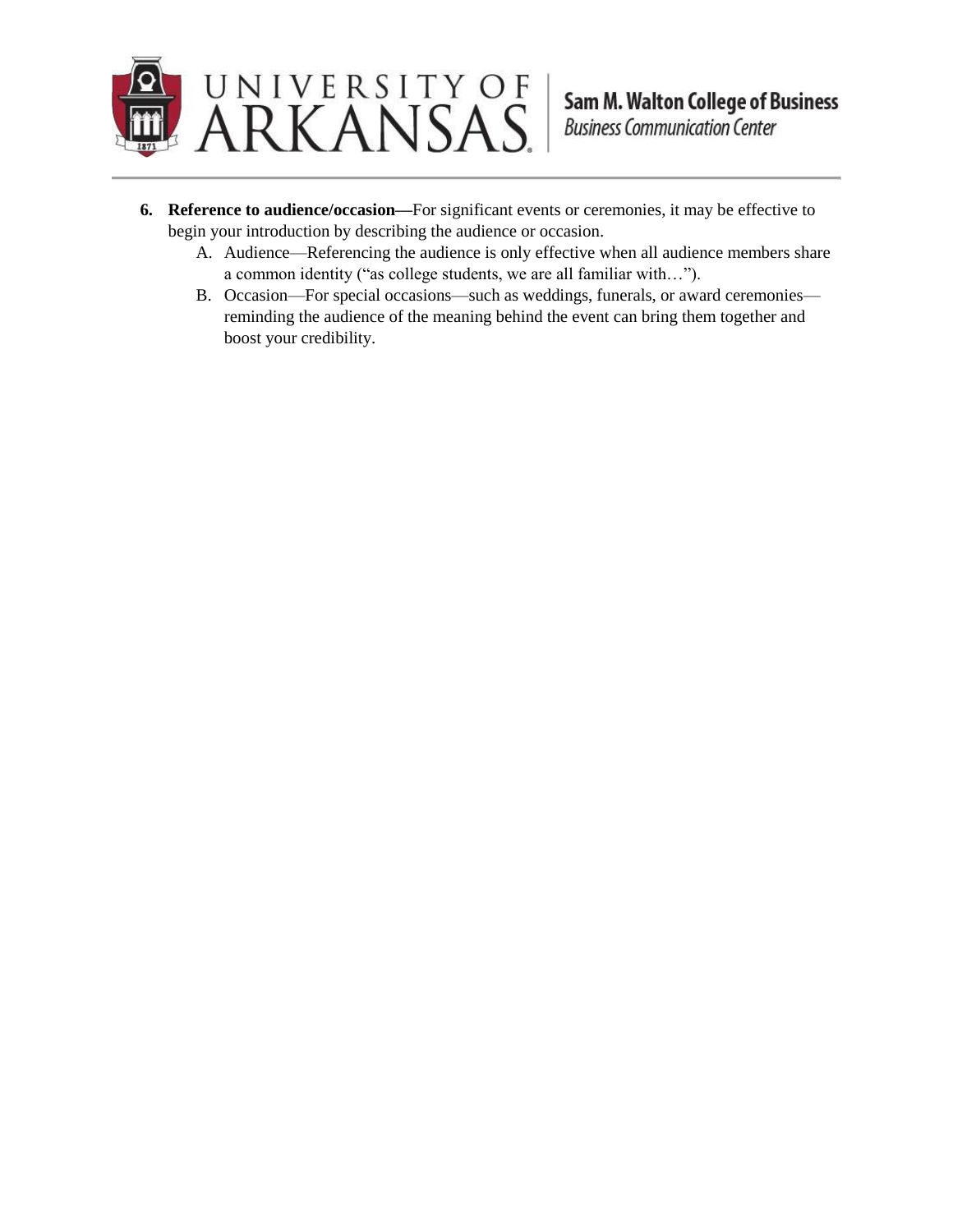6. **Reference to audience/occasion—**For significant events or ceremonies, it may be effective to begin your introduction by describing the audience or occasion.
   A. Audience—Referencing the audience is only effective when all audience members share a common identity ("as college students, we are all familiar with…").
   B. Occasion—For special occasions—such as weddings, funerals, or award ceremonies—reminding the audience of the meaning behind the event can bring them together and boost your credibility.